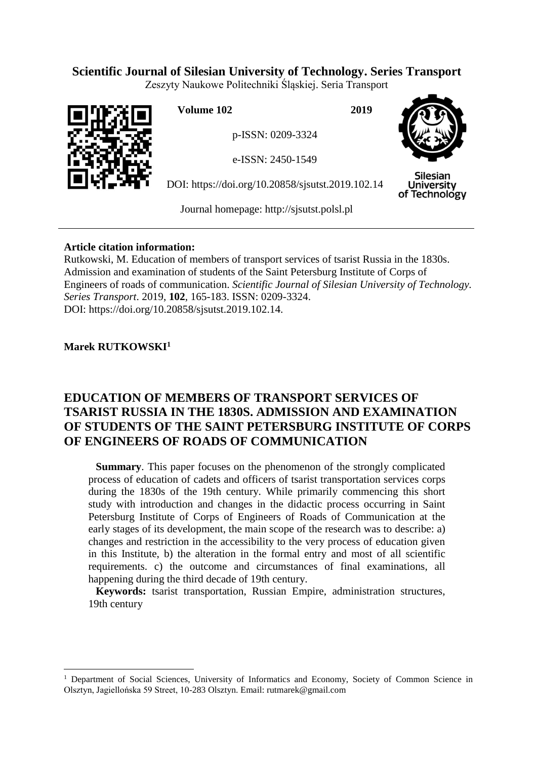**Scientific Journal of Silesian University of Technology. Series Transport**
Zeszyty Naukowe Politechniki Śląskiej. Seria Transport

**Volume 102** **2019**

p-ISSN: 0209-3324

e-ISSN: 2450-1549

DOI: https://doi.org/10.20858/sjsutst.2019.102.14

Journal homepage: http://sjsutst.polsl.pl

---

**Article citation information:**
Rutkowski, M. Education of members of transport services of tsarist Russia in the 1830s. Admission and examination of students of the Saint Petersburg Institute of Corps of Engineers of roads of communication. *Scientific Journal of Silesian University of Technology. Series Transport*. 2019, **102**, 165-183. ISSN: 0209-3324. DOI: https://doi.org/10.20858/sjsutst.2019.102.14.

**Marek RUTKOWSKI**[1]

# EDUCATION OF MEMBERS OF TRANSPORT SERVICES OF TSARIST RUSSIA IN THE 1830S. ADMISSION AND EXAMINATION OF STUDENTS OF THE SAINT PETERSBURG INSTITUTE OF CORPS OF ENGINEERS OF ROADS OF COMMUNICATION

**Summary**. This paper focuses on the phenomenon of the strongly complicated process of education of cadets and officers of tsarist transportation services corps during the 1830s of the 19th century. While primarily commencing this short study with introduction and changes in the didactic process occurring in Saint Petersburg Institute of Corps of Engineers of Roads of Communication at the early stages of its development, the main scope of the research was to describe: a) changes and restriction in the accessibility to the very process of education given in this Institute, b) the alteration in the formal entry and most of all scientific requirements. c) the outcome and circumstances of final examinations, all happening during the third decade of 19th century.

**Keywords:** tsarist transportation, Russian Empire, administration structures, 19th century

---

[1] Department of Social Sciences, University of Informatics and Economy, Society of Common Science in Olsztyn, Jagiellońska 59 Street, 10-283 Olsztyn. Email: rutmarek@gmail.com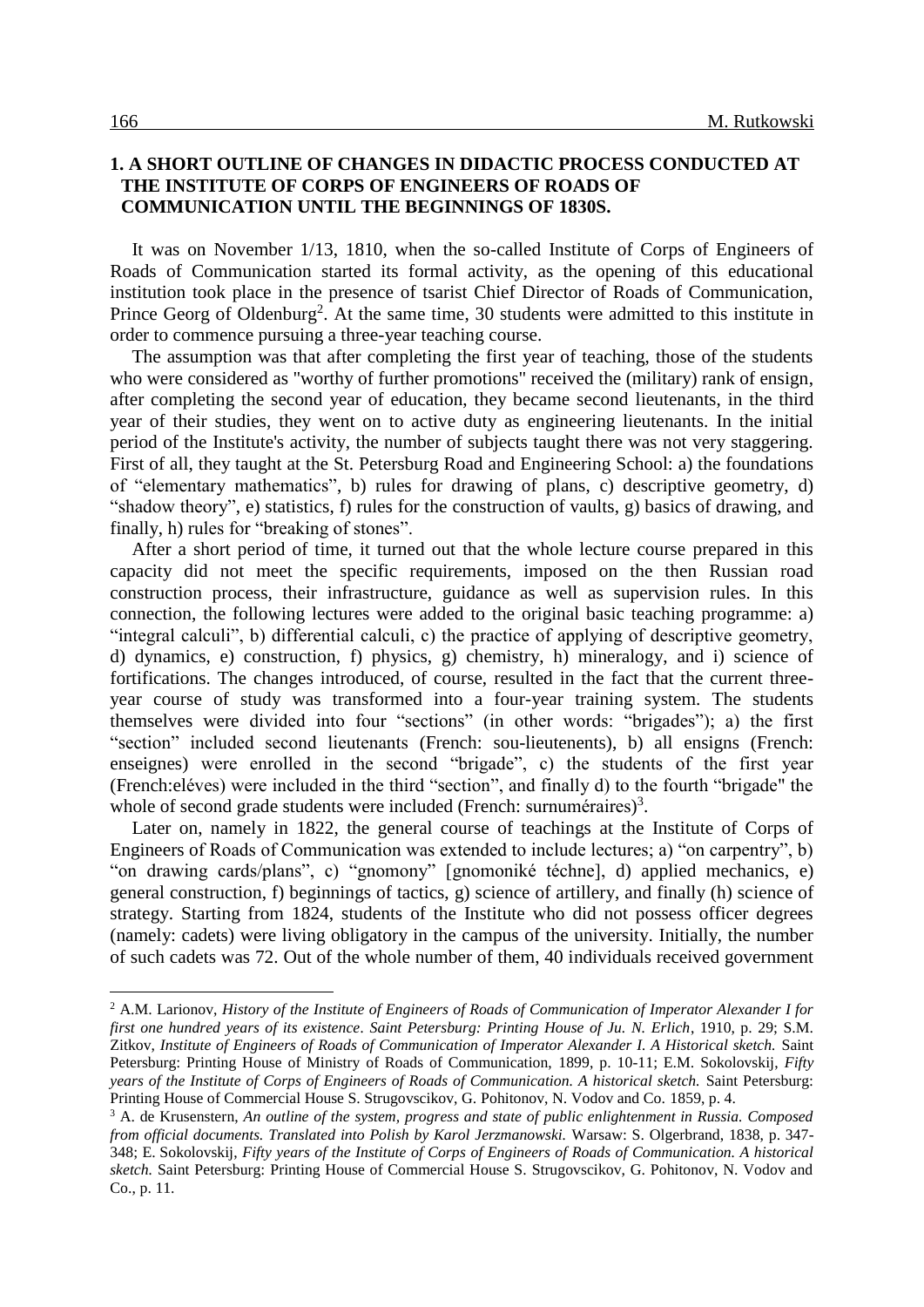## 1. A SHORT OUTLINE OF CHANGES IN DIDACTIC PROCESS CONDUCTED AT THE INSTITUTE OF CORPS OF ENGINEERS OF ROADS OF COMMUNICATION UNTIL THE BEGINNINGS OF 1830S.

It was on November 1/13, 1810, when the so-called Institute of Corps of Engineers of Roads of Communication started its formal activity, as the opening of this educational institution took place in the presence of tsarist Chief Director of Roads of Communication, Prince Georg of Oldenburg[2]. At the same time, 30 students were admitted to this institute in order to commence pursuing a three-year teaching course.

The assumption was that after completing the first year of teaching, those of the students who were considered as "worthy of further promotions" received the (military) rank of ensign, after completing the second year of education, they became second lieutenants, in the third year of their studies, they went on to active duty as engineering lieutenants. In the initial period of the Institute's activity, the number of subjects taught there was not very staggering. First of all, they taught at the St. Petersburg Road and Engineering School: a) the foundations of "elementary mathematics", b) rules for drawing of plans, c) descriptive geometry, d) "shadow theory", e) statistics, f) rules for the construction of vaults, g) basics of drawing, and finally, h) rules for "breaking of stones".

After a short period of time, it turned out that the whole lecture course prepared in this capacity did not meet the specific requirements, imposed on the then Russian road construction process, their infrastructure, guidance as well as supervision rules. In this connection, the following lectures were added to the original basic teaching programme: a) "integral calculi", b) differential calculi, c) the practice of applying of descriptive geometry, d) dynamics, e) construction, f) physics, g) chemistry, h) mineralogy, and i) science of fortifications. The changes introduced, of course, resulted in the fact that the current three-year course of study was transformed into a four-year training system. The students themselves were divided into four "sections" (in other words: "brigades"); a) the first "section" included second lieutenants (French: sou-lieutenents), b) all ensigns (French: enseignes) were enrolled in the second "brigade", c) the students of the first year (French:eléves) were included in the third "section", and finally d) to the fourth "brigade" the whole of second grade students were included (French: surnuméraires)[3].

Later on, namely in 1822, the general course of teachings at the Institute of Corps of Engineers of Roads of Communication was extended to include lectures; a) "on carpentry", b) "on drawing cards/plans", c) "gnomony" [gnomoniké téchne], d) applied mechanics, e) general construction, f) beginnings of tactics, g) science of artillery, and finally (h) science of strategy. Starting from 1824, students of the Institute who did not possess officer degrees (namely: cadets) were living obligatory in the campus of the university. Initially, the number of such cadets was 72. Out of the whole number of them, 40 individuals received government

---

[2] A.M. Larionov, *History of the Institute of Engineers of Roads of Communication of Imperator Alexander I for first one hundred years of its existence*. *Saint Petersburg: Printing House of Ju. N. Erlich*, 1910, p. 29; S.M. Zitkov, *Institute of Engineers of Roads of Communication of Imperator Alexander I. A Historical sketch.* Saint Petersburg: Printing House of Ministry of Roads of Communication, 1899, p. 10-11; E.M. Sokolovskij, *Fifty years of the Institute of Corps of Engineers of Roads of Communication. A historical sketch.* Saint Petersburg: Printing House of Commercial House S. Strugovscikov, G. Pohitonov, N. Vodov and Co. 1859, p. 4.

[3] A. de Krusenstern, *An outline of the system, progress and state of public enlightenment in Russia. Composed from official documents. Translated into Polish by Karol Jerzmanowski.* Warsaw: S. Olgerbrand, 1838, p. 347-348; E. Sokolovskij, *Fifty years of the Institute of Corps of Engineers of Roads of Communication. A historical sketch.* Saint Petersburg: Printing House of Commercial House S. Strugovscikov, G. Pohitonov, N. Vodov and Co., p. 11.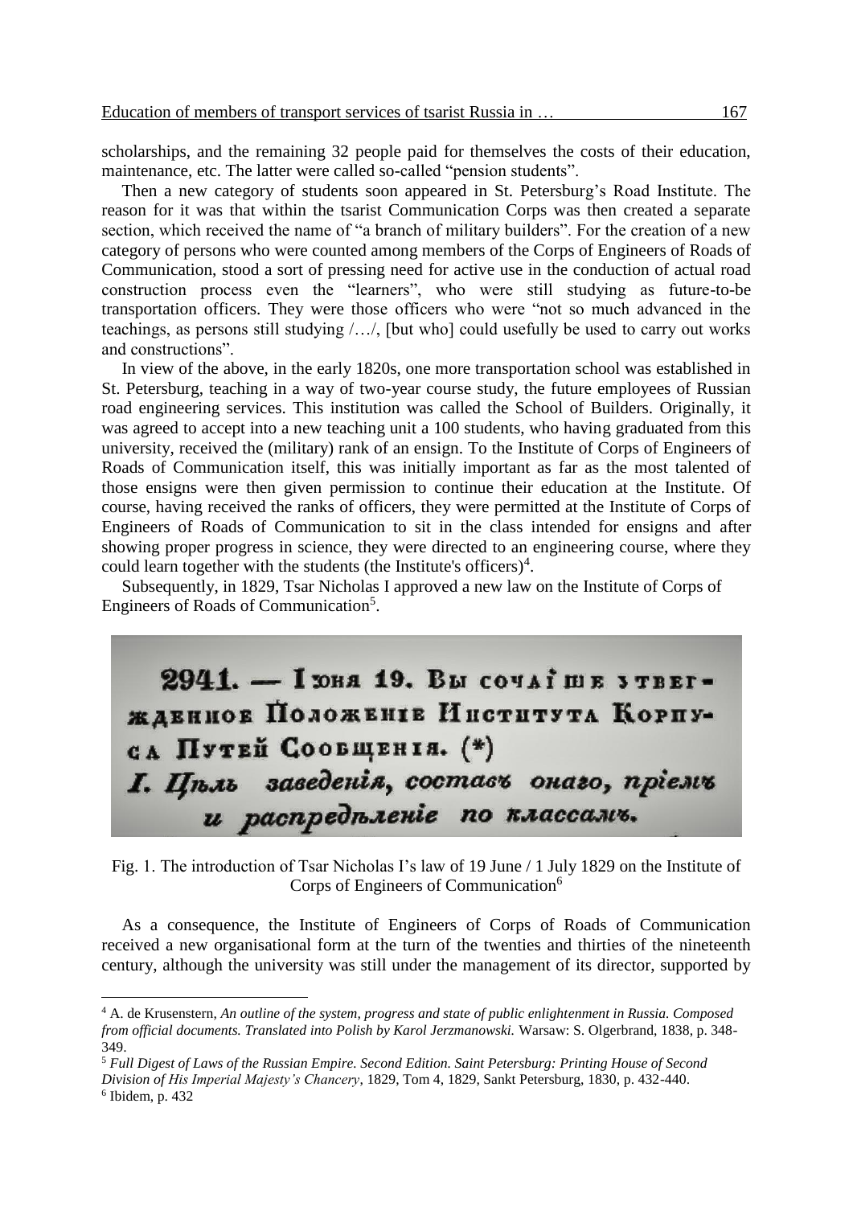scholarships, and the remaining 32 people paid for themselves the costs of their education, maintenance, etc. The latter were called so-called "pension students".

Then a new category of students soon appeared in St. Petersburg's Road Institute. The reason for it was that within the tsarist Communication Corps was then created a separate section, which received the name of "a branch of military builders". For the creation of a new category of persons who were counted among members of the Corps of Engineers of Roads of Communication, stood a sort of pressing need for active use in the conduction of actual road construction process even the "learners", who were still studying as future-to-be transportation officers. They were those officers who were "not so much advanced in the teachings, as persons still studying /…/, [but who] could usefully be used to carry out works and constructions".

In view of the above, in the early 1820s, one more transportation school was established in St. Petersburg, teaching in a way of two-year course study, the future employees of Russian road engineering services. This institution was called the School of Builders. Originally, it was agreed to accept into a new teaching unit a 100 students, who having graduated from this university, received the (military) rank of an ensign. To the Institute of Corps of Engineers of Roads of Communication itself, this was initially important as far as the most talented of those ensigns were then given permission to continue their education at the Institute. Of course, having received the ranks of officers, they were permitted at the Institute of Corps of Engineers of Roads of Communication to sit in the class intended for ensigns and after showing proper progress in science, they were directed to an engineering course, where they could learn together with the students (the Institute's officers)[4].

Subsequently, in 1829, Tsar Nicholas I approved a new law on the Institute of Corps of Engineers of Roads of Communication[5].

**2941. — Іюня 19. Высочайше утвержденное Положеніе Института Корпуса Путей Сообщенія. (*)**

*I. Цѣль заведенія, составъ онаго, пріемъ и распредѣленіе по классамъ.*

Fig. 1. The introduction of Tsar Nicholas I's law of 19 June / 1 July 1829 on the Institute of Corps of Engineers of Communication[6]

As a consequence, the Institute of Engineers of Corps of Roads of Communication received a new organisational form at the turn of the twenties and thirties of the nineteenth century, although the university was still under the management of its director, supported by

---

[4] A. de Krusenstern, *An outline of the system, progress and state of public enlightenment in Russia. Composed from official documents. Translated into Polish by Karol Jerzmanowski.* Warsaw: S. Olgerbrand, 1838, p. 348-349.

[5] *Full Digest of Laws of the Russian Empire. Second Edition. Saint Petersburg: Printing House of Second Division of His Imperial Majesty's Chancery*, 1829, Tom 4, 1829, Sankt Petersburg, 1830, p. 432-440.

[6] Ibidem, p. 432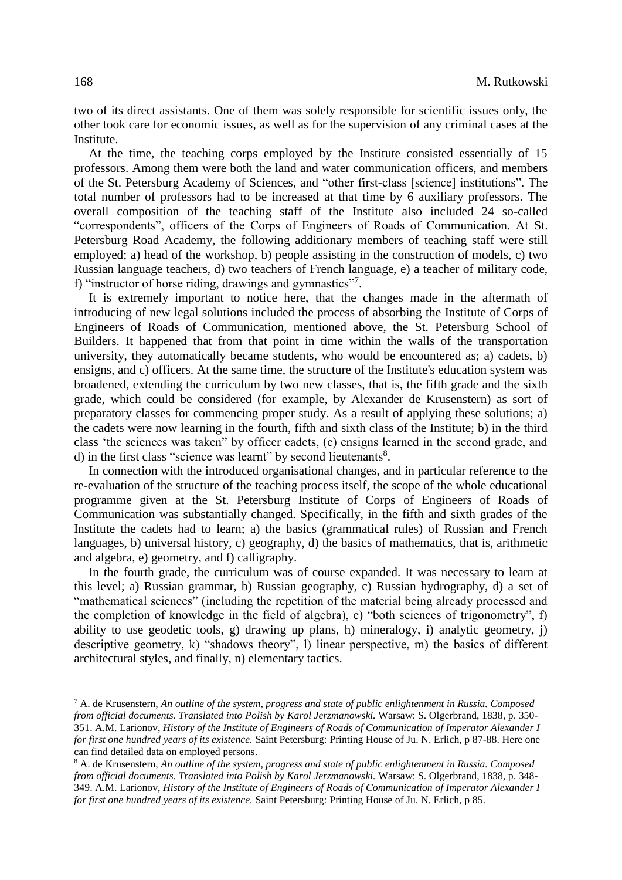two of its direct assistants. One of them was solely responsible for scientific issues only, the other took care for economic issues, as well as for the supervision of any criminal cases at the Institute.

At the time, the teaching corps employed by the Institute consisted essentially of 15 professors. Among them were both the land and water communication officers, and members of the St. Petersburg Academy of Sciences, and "other first-class [science] institutions". The total number of professors had to be increased at that time by 6 auxiliary professors. The overall composition of the teaching staff of the Institute also included 24 so-called "correspondents", officers of the Corps of Engineers of Roads of Communication. At St. Petersburg Road Academy, the following additionary members of teaching staff were still employed; a) head of the workshop, b) people assisting in the construction of models, c) two Russian language teachers, d) two teachers of French language, e) a teacher of military code, f) "instructor of horse riding, drawings and gymnastics"[7].

It is extremely important to notice here, that the changes made in the aftermath of introducing of new legal solutions included the process of absorbing the Institute of Corps of Engineers of Roads of Communication, mentioned above, the St. Petersburg School of Builders. It happened that from that point in time within the walls of the transportation university, they automatically became students, who would be encountered as; a) cadets, b) ensigns, and c) officers. At the same time, the structure of the Institute's education system was broadened, extending the curriculum by two new classes, that is, the fifth grade and the sixth grade, which could be considered (for example, by Alexander de Krusenstern) as sort of preparatory classes for commencing proper study. As a result of applying these solutions; a) the cadets were now learning in the fourth, fifth and sixth class of the Institute; b) in the third class 'the sciences was taken" by officer cadets, (c) ensigns learned in the second grade, and d) in the first class "science was learnt" by second lieutenants[8].

In connection with the introduced organisational changes, and in particular reference to the re-evaluation of the structure of the teaching process itself, the scope of the whole educational programme given at the St. Petersburg Institute of Corps of Engineers of Roads of Communication was substantially changed. Specifically, in the fifth and sixth grades of the Institute the cadets had to learn; a) the basics (grammatical rules) of Russian and French languages, b) universal history, c) geography, d) the basics of mathematics, that is, arithmetic and algebra, e) geometry, and f) calligraphy.

In the fourth grade, the curriculum was of course expanded. It was necessary to learn at this level; a) Russian grammar, b) Russian geography, c) Russian hydrography, d) a set of "mathematical sciences" (including the repetition of the material being already processed and the completion of knowledge in the field of algebra), e) "both sciences of trigonometry", f) ability to use geodetic tools, g) drawing up plans, h) mineralogy, i) analytic geometry, j) descriptive geometry, k) "shadows theory", l) linear perspective, m) the basics of different architectural styles, and finally, n) elementary tactics.

---

[7] A. de Krusenstern, *An outline of the system, progress and state of public enlightenment in Russia. Composed from official documents. Translated into Polish by Karol Jerzmanowski.* Warsaw: S. Olgerbrand, 1838, p. 350-351. A.M. Larionov, *History of the Institute of Engineers of Roads of Communication of Imperator Alexander I for first one hundred years of its existence.* Saint Petersburg: Printing House of Ju. N. Erlich, p 87-88. Here one can find detailed data on employed persons.

[8] A. de Krusenstern, *An outline of the system, progress and state of public enlightenment in Russia. Composed from official documents. Translated into Polish by Karol Jerzmanowski.* Warsaw: S. Olgerbrand, 1838, p. 348-349. A.M. Larionov, *History of the Institute of Engineers of Roads of Communication of Imperator Alexander I for first one hundred years of its existence.* Saint Petersburg: Printing House of Ju. N. Erlich, p 85.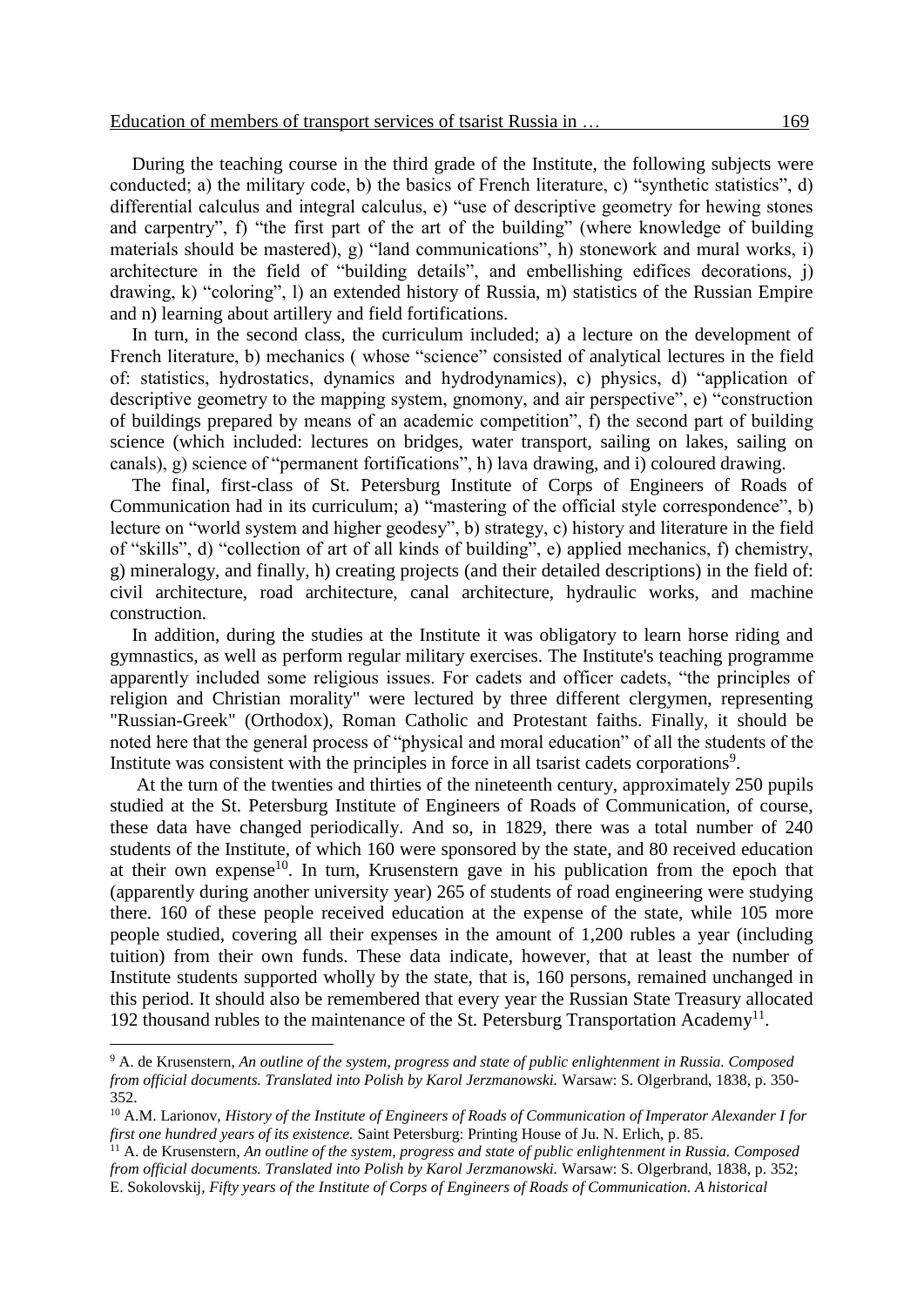During the teaching course in the third grade of the Institute, the following subjects were conducted; a) the military code, b) the basics of French literature, c) "synthetic statistics", d) differential calculus and integral calculus, e) "use of descriptive geometry for hewing stones and carpentry", f) "the first part of the art of the building" (where knowledge of building materials should be mastered), g) "land communications", h) stonework and mural works, i) architecture in the field of "building details", and embellishing edifices decorations, j) drawing, k) "coloring", l) an extended history of Russia, m) statistics of the Russian Empire and n) learning about artillery and field fortifications.

In turn, in the second class, the curriculum included; a) a lecture on the development of French literature, b) mechanics ( whose "science" consisted of analytical lectures in the field of: statistics, hydrostatics, dynamics and hydrodynamics), c) physics, d) "application of descriptive geometry to the mapping system, gnomony, and air perspective", e) "construction of buildings prepared by means of an academic competition", f) the second part of building science (which included: lectures on bridges, water transport, sailing on lakes, sailing on canals), g) science of "permanent fortifications", h) lava drawing, and i) coloured drawing.

The final, first-class of St. Petersburg Institute of Corps of Engineers of Roads of Communication had in its curriculum; a) "mastering of the official style correspondence", b) lecture on "world system and higher geodesy", b) strategy, c) history and literature in the field of "skills", d) "collection of art of all kinds of building", e) applied mechanics, f) chemistry, g) mineralogy, and finally, h) creating projects (and their detailed descriptions) in the field of: civil architecture, road architecture, canal architecture, hydraulic works, and machine construction.

In addition, during the studies at the Institute it was obligatory to learn horse riding and gymnastics, as well as perform regular military exercises. The Institute's teaching programme apparently included some religious issues. For cadets and officer cadets, "the principles of religion and Christian morality" were lectured by three different clergymen, representing "Russian-Greek" (Orthodox), Roman Catholic and Protestant faiths. Finally, it should be noted here that the general process of "physical and moral education" of all the students of the Institute was consistent with the principles in force in all tsarist cadets corporations[9].

At the turn of the twenties and thirties of the nineteenth century, approximately 250 pupils studied at the St. Petersburg Institute of Engineers of Roads of Communication, of course, these data have changed periodically. And so, in 1829, there was a total number of 240 students of the Institute, of which 160 were sponsored by the state, and 80 received education at their own expense[10]. In turn, Krusenstern gave in his publication from the epoch that (apparently during another university year) 265 of students of road engineering were studying there. 160 of these people received education at the expense of the state, while 105 more people studied, covering all their expenses in the amount of 1,200 rubles a year (including tuition) from their own funds. These data indicate, however, that at least the number of Institute students supported wholly by the state, that is, 160 persons, remained unchanged in this period. It should also be remembered that every year the Russian State Treasury allocated 192 thousand rubles to the maintenance of the St. Petersburg Transportation Academy[11].

---

[9] A. de Krusenstern, *An outline of the system, progress and state of public enlightenment in Russia. Composed from official documents. Translated into Polish by Karol Jerzmanowski.* Warsaw: S. Olgerbrand, 1838, p. 350-352.

[10] A.M. Larionov, *History of the Institute of Engineers of Roads of Communication of Imperator Alexander I for first one hundred years of its existence.* Saint Petersburg: Printing House of Ju. N. Erlich, p. 85.

[11] A. de Krusenstern, *An outline of the system, progress and state of public enlightenment in Russia. Composed from official documents. Translated into Polish by Karol Jerzmanowski.* Warsaw: S. Olgerbrand, 1838, p. 352; E. Sokolovskij, *Fifty years of the Institute of Corps of Engineers of Roads of Communication. A historical*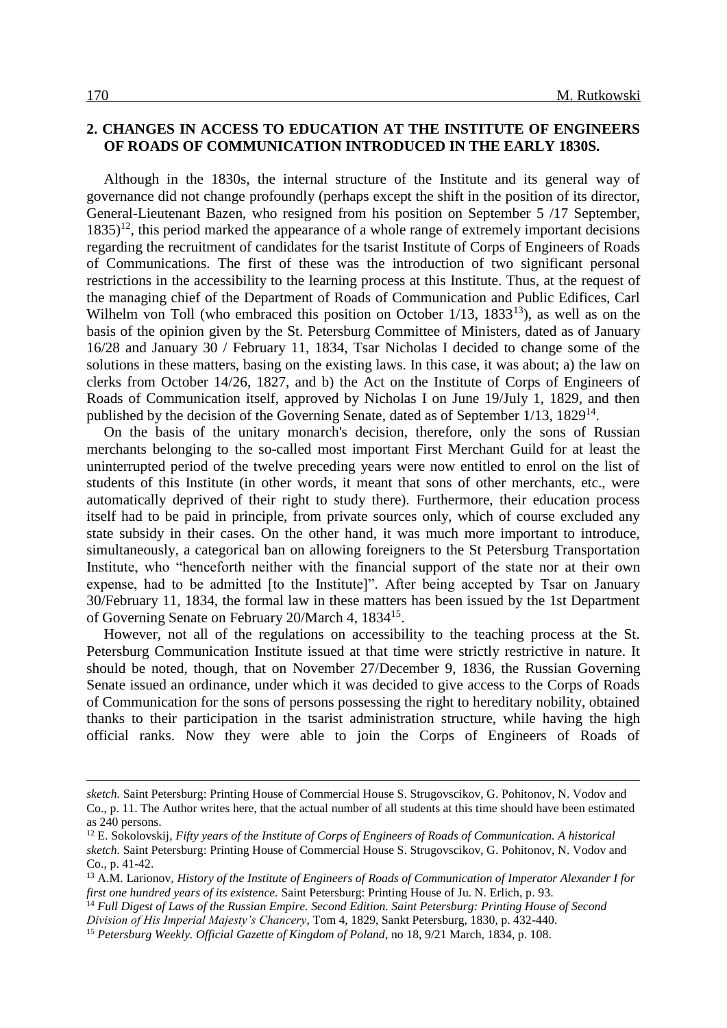## 2. CHANGES IN ACCESS TO EDUCATION AT THE INSTITUTE OF ENGINEERS OF ROADS OF COMMUNICATION INTRODUCED IN THE EARLY 1830S.

Although in the 1830s, the internal structure of the Institute and its general way of governance did not change profoundly (perhaps except the shift in the position of its director, General-Lieutenant Bazen, who resigned from his position on September 5 /17 September, 1835)[12], this period marked the appearance of a whole range of extremely important decisions regarding the recruitment of candidates for the tsarist Institute of Corps of Engineers of Roads of Communications. The first of these was the introduction of two significant personal restrictions in the accessibility to the learning process at this Institute. Thus, at the request of the managing chief of the Department of Roads of Communication and Public Edifices, Carl Wilhelm von Toll (who embraced this position on October 1/13, 1833[13]), as well as on the basis of the opinion given by the St. Petersburg Committee of Ministers, dated as of January 16/28 and January 30 / February 11, 1834, Tsar Nicholas I decided to change some of the solutions in these matters, basing on the existing laws. In this case, it was about; a) the law on clerks from October 14/26, 1827, and b) the Act on the Institute of Corps of Engineers of Roads of Communication itself, approved by Nicholas I on June 19/July 1, 1829, and then published by the decision of the Governing Senate, dated as of September 1/13, 1829[14].

On the basis of the unitary monarch's decision, therefore, only the sons of Russian merchants belonging to the so-called most important First Merchant Guild for at least the uninterrupted period of the twelve preceding years were now entitled to enrol on the list of students of this Institute (in other words, it meant that sons of other merchants, etc., were automatically deprived of their right to study there). Furthermore, their education process itself had to be paid in principle, from private sources only, which of course excluded any state subsidy in their cases. On the other hand, it was much more important to introduce, simultaneously, a categorical ban on allowing foreigners to the St Petersburg Transportation Institute, who "henceforth neither with the financial support of the state nor at their own expense, had to be admitted [to the Institute]". After being accepted by Tsar on January 30/February 11, 1834, the formal law in these matters has been issued by the 1st Department of Governing Senate on February 20/March 4, 1834[15].

However, not all of the regulations on accessibility to the teaching process at the St. Petersburg Communication Institute issued at that time were strictly restrictive in nature. It should be noted, though, that on November 27/December 9, 1836, the Russian Governing Senate issued an ordinance, under which it was decided to give access to the Corps of Roads of Communication for the sons of persons possessing the right to hereditary nobility, obtained thanks to their participation in the tsarist administration structure, while having the high official ranks. Now they were able to join the Corps of Engineers of Roads of

---

*sketch.* Saint Petersburg: Printing House of Commercial House S. Strugovscikov, G. Pohitonov, N. Vodov and Co., p. 11. The Author writes here, that the actual number of all students at this time should have been estimated as 240 persons.

[12] E. Sokolovskij, *Fifty years of the Institute of Corps of Engineers of Roads of Communication. A historical sketch.* Saint Petersburg: Printing House of Commercial House S. Strugovscikov, G. Pohitonov, N. Vodov and Co., p. 41-42.

[13] A.M. Larionov, *History of the Institute of Engineers of Roads of Communication of Imperator Alexander I for first one hundred years of its existence.* Saint Petersburg: Printing House of Ju. N. Erlich, p. 93.

[14] *Full Digest of Laws of the Russian Empire. Second Edition. Saint Petersburg: Printing House of Second Division of His Imperial Majesty's Chancery*, Tom 4, 1829, Sankt Petersburg, 1830, p. 432-440.

[15] *Petersburg Weekly. Official Gazette of Kingdom of Poland*, no 18, 9/21 March, 1834, p. 108.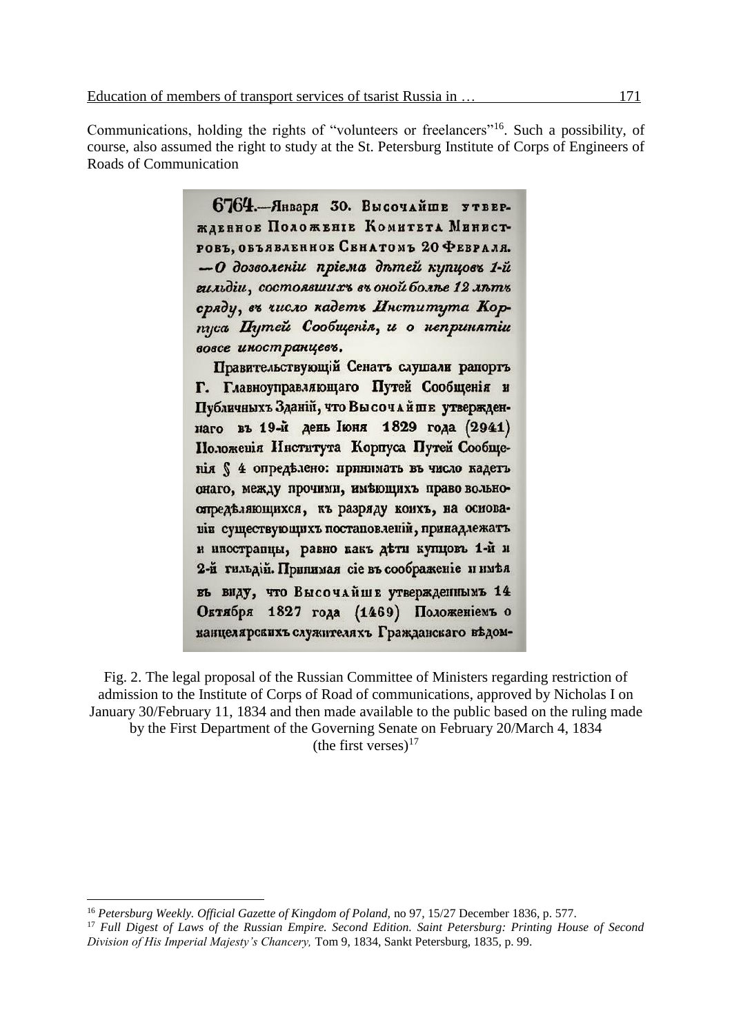Communications, holding the rights of "volunteers or freelancers"[16]. Such a possibility, of course, also assumed the right to study at the St. Petersburg Institute of Corps of Engineers of Roads of Communication

**6764.**—Января 30. Высочайше утвержденное Положеніе Комитета Министровъ, объявленное Сенатомъ 20 Февраля. —*О дозволеніи пріема дѣтей купцовъ 1-й гильдіи, состоявшихъ въ оной болѣе 12 лѣтъ сряду, въ число кадетъ Института Корпуса Путей Сообщенія, и о непринятіи вовсе иностранцевъ.*

Правительствующій Сенатъ слушали рапортъ Г. Главноуправляющаго Путей Сообщенія и Публичныхъ Зданій, что Высочайше утвержденнаго въ 19-й день Іюня 1829 года (2941) Положенія Института Корпуса Путей Сообщенія § 4 опредѣлено: принимать въ число кадетъ онаго, между прочими, имѣющихъ право вольноопредѣляющихся, къ разряду коихъ, на основаніи существующихъ постановленій, принадлежатъ и иностранцы, равно какъ дѣти купцовъ 1-й и 2-й гильдій. Принимая сіе въ соображеніе и имѣя въ виду, что Высочайше утвержденнымъ 14 Октября 1827 года (1469) Положеніемъ о канцелярскихъ служителяхъ Гражданскаго вѣдом-

Fig. 2. The legal proposal of the Russian Committee of Ministers regarding restriction of admission to the Institute of Corps of Road of communications, approved by Nicholas I on January 30/February 11, 1834 and then made available to the public based on the ruling made by the First Department of the Governing Senate on February 20/March 4, 1834 (the first verses)[17]

---

[16] *Petersburg Weekly. Official Gazette of Kingdom of Poland,* no 97, 15/27 December 1836, p. 577.

[17] *Full Digest of Laws of the Russian Empire. Second Edition. Saint Petersburg: Printing House of Second Division of His Imperial Majesty's Chancery,* Tom 9, 1834, Sankt Petersburg, 1835, p. 99.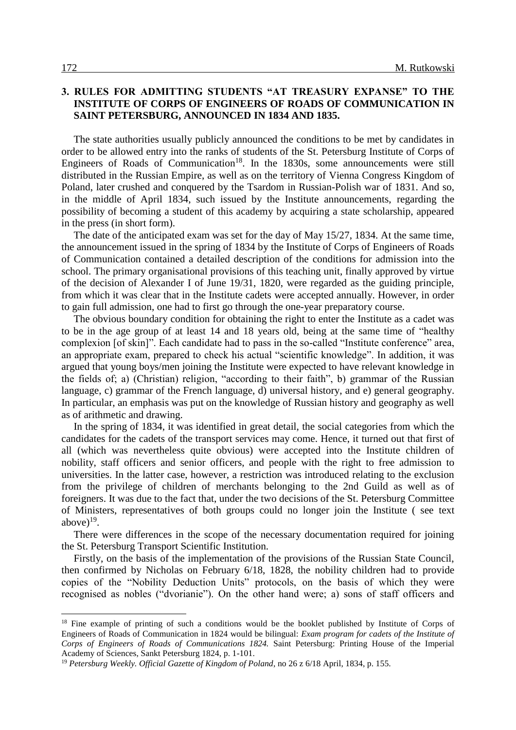## 3. RULES FOR ADMITTING STUDENTS "AT TREASURY EXPANSE" TO THE INSTITUTE OF CORPS OF ENGINEERS OF ROADS OF COMMUNICATION IN SAINT PETERSBURG, ANNOUNCED IN 1834 AND 1835.

The state authorities usually publicly announced the conditions to be met by candidates in order to be allowed entry into the ranks of students of the St. Petersburg Institute of Corps of Engineers of Roads of Communication[18]. In the 1830s, some announcements were still distributed in the Russian Empire, as well as on the territory of Vienna Congress Kingdom of Poland, later crushed and conquered by the Tsardom in Russian-Polish war of 1831. And so, in the middle of April 1834, such issued by the Institute announcements, regarding the possibility of becoming a student of this academy by acquiring a state scholarship, appeared in the press (in short form).

The date of the anticipated exam was set for the day of May 15/27, 1834. At the same time, the announcement issued in the spring of 1834 by the Institute of Corps of Engineers of Roads of Communication contained a detailed description of the conditions for admission into the school. The primary organisational provisions of this teaching unit, finally approved by virtue of the decision of Alexander I of June 19/31, 1820, were regarded as the guiding principle, from which it was clear that in the Institute cadets were accepted annually. However, in order to gain full admission, one had to first go through the one-year preparatory course.

The obvious boundary condition for obtaining the right to enter the Institute as a cadet was to be in the age group of at least 14 and 18 years old, being at the same time of "healthy complexion [of skin]". Each candidate had to pass in the so-called "Institute conference" area, an appropriate exam, prepared to check his actual "scientific knowledge". In addition, it was argued that young boys/men joining the Institute were expected to have relevant knowledge in the fields of; a) (Christian) religion, "according to their faith", b) grammar of the Russian language, c) grammar of the French language, d) universal history, and e) general geography. In particular, an emphasis was put on the knowledge of Russian history and geography as well as of arithmetic and drawing.

In the spring of 1834, it was identified in great detail, the social categories from which the candidates for the cadets of the transport services may come. Hence, it turned out that first of all (which was nevertheless quite obvious) were accepted into the Institute children of nobility, staff officers and senior officers, and people with the right to free admission to universities. In the latter case, however, a restriction was introduced relating to the exclusion from the privilege of children of merchants belonging to the 2nd Guild as well as of foreigners. It was due to the fact that, under the two decisions of the St. Petersburg Committee of Ministers, representatives of both groups could no longer join the Institute ( see text above)[19].

There were differences in the scope of the necessary documentation required for joining the St. Petersburg Transport Scientific Institution.

Firstly, on the basis of the implementation of the provisions of the Russian State Council, then confirmed by Nicholas on February 6/18, 1828, the nobility children had to provide copies of the "Nobility Deduction Units" protocols, on the basis of which they were recognised as nobles ("dvorianie"). On the other hand were; a) sons of staff officers and

---

[18] Fine example of printing of such a conditions would be the booklet published by Institute of Corps of Engineers of Roads of Communication in 1824 would be bilingual: *Exam program for cadets of the Institute of Corps of Engineers of Roads of Communications 1824.* Saint Petersburg: Printing House of the Imperial Academy of Sciences, Sankt Petersburg 1824, p. 1-101.

[19] *Petersburg Weekly. Official Gazette of Kingdom of Poland*, no 26 z 6/18 April, 1834, p. 155.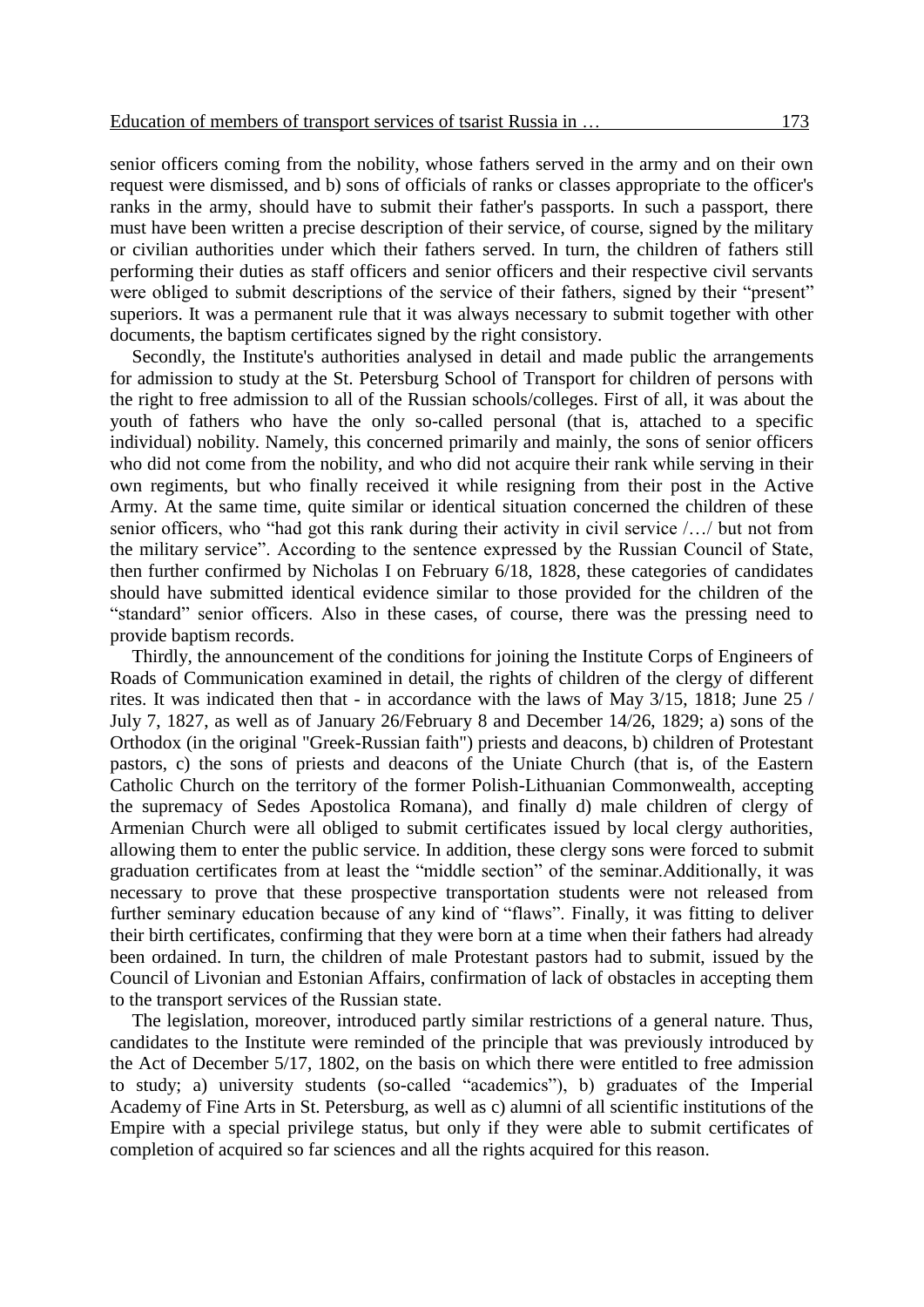senior officers coming from the nobility, whose fathers served in the army and on their own request were dismissed, and b) sons of officials of ranks or classes appropriate to the officer's ranks in the army, should have to submit their father's passports. In such a passport, there must have been written a precise description of their service, of course, signed by the military or civilian authorities under which their fathers served. In turn, the children of fathers still performing their duties as staff officers and senior officers and their respective civil servants were obliged to submit descriptions of the service of their fathers, signed by their "present" superiors. It was a permanent rule that it was always necessary to submit together with other documents, the baptism certificates signed by the right consistory.

Secondly, the Institute's authorities analysed in detail and made public the arrangements for admission to study at the St. Petersburg School of Transport for children of persons with the right to free admission to all of the Russian schools/colleges. First of all, it was about the youth of fathers who have the only so-called personal (that is, attached to a specific individual) nobility. Namely, this concerned primarily and mainly, the sons of senior officers who did not come from the nobility, and who did not acquire their rank while serving in their own regiments, but who finally received it while resigning from their post in the Active Army. At the same time, quite similar or identical situation concerned the children of these senior officers, who "had got this rank during their activity in civil service /…/ but not from the military service". According to the sentence expressed by the Russian Council of State, then further confirmed by Nicholas I on February 6/18, 1828, these categories of candidates should have submitted identical evidence similar to those provided for the children of the "standard" senior officers. Also in these cases, of course, there was the pressing need to provide baptism records.

Thirdly, the announcement of the conditions for joining the Institute Corps of Engineers of Roads of Communication examined in detail, the rights of children of the clergy of different rites. It was indicated then that - in accordance with the laws of May 3/15, 1818; June 25 / July 7, 1827, as well as of January 26/February 8 and December 14/26, 1829; a) sons of the Orthodox (in the original "Greek-Russian faith") priests and deacons, b) children of Protestant pastors, c) the sons of priests and deacons of the Uniate Church (that is, of the Eastern Catholic Church on the territory of the former Polish-Lithuanian Commonwealth, accepting the supremacy of Sedes Apostolica Romana), and finally d) male children of clergy of Armenian Church were all obliged to submit certificates issued by local clergy authorities, allowing them to enter the public service. In addition, these clergy sons were forced to submit graduation certificates from at least the "middle section" of the seminar.Additionally, it was necessary to prove that these prospective transportation students were not released from further seminary education because of any kind of "flaws". Finally, it was fitting to deliver their birth certificates, confirming that they were born at a time when their fathers had already been ordained. In turn, the children of male Protestant pastors had to submit, issued by the Council of Livonian and Estonian Affairs, confirmation of lack of obstacles in accepting them to the transport services of the Russian state.

The legislation, moreover, introduced partly similar restrictions of a general nature. Thus, candidates to the Institute were reminded of the principle that was previously introduced by the Act of December 5/17, 1802, on the basis on which there were entitled to free admission to study; a) university students (so-called "academics"), b) graduates of the Imperial Academy of Fine Arts in St. Petersburg, as well as c) alumni of all scientific institutions of the Empire with a special privilege status, but only if they were able to submit certificates of completion of acquired so far sciences and all the rights acquired for this reason.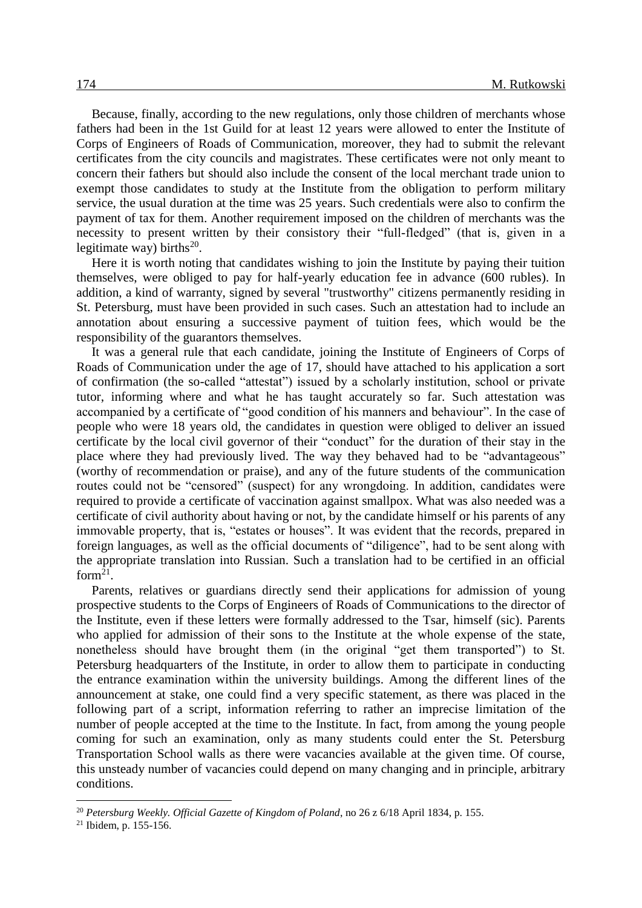Because, finally, according to the new regulations, only those children of merchants whose fathers had been in the 1st Guild for at least 12 years were allowed to enter the Institute of Corps of Engineers of Roads of Communication, moreover, they had to submit the relevant certificates from the city councils and magistrates. These certificates were not only meant to concern their fathers but should also include the consent of the local merchant trade union to exempt those candidates to study at the Institute from the obligation to perform military service, the usual duration at the time was 25 years. Such credentials were also to confirm the payment of tax for them. Another requirement imposed on the children of merchants was the necessity to present written by their consistory their "full-fledged" (that is, given in a legitimate way) births[20].

Here it is worth noting that candidates wishing to join the Institute by paying their tuition themselves, were obliged to pay for half-yearly education fee in advance (600 rubles). In addition, a kind of warranty, signed by several "trustworthy" citizens permanently residing in St. Petersburg, must have been provided in such cases. Such an attestation had to include an annotation about ensuring a successive payment of tuition fees, which would be the responsibility of the guarantors themselves.

It was a general rule that each candidate, joining the Institute of Engineers of Corps of Roads of Communication under the age of 17, should have attached to his application a sort of confirmation (the so-called "attestat") issued by a scholarly institution, school or private tutor, informing where and what he has taught accurately so far. Such attestation was accompanied by a certificate of "good condition of his manners and behaviour". In the case of people who were 18 years old, the candidates in question were obliged to deliver an issued certificate by the local civil governor of their "conduct" for the duration of their stay in the place where they had previously lived. The way they behaved had to be "advantageous" (worthy of recommendation or praise), and any of the future students of the communication routes could not be "censored" (suspect) for any wrongdoing. In addition, candidates were required to provide a certificate of vaccination against smallpox. What was also needed was a certificate of civil authority about having or not, by the candidate himself or his parents of any immovable property, that is, "estates or houses". It was evident that the records, prepared in foreign languages, as well as the official documents of "diligence", had to be sent along with the appropriate translation into Russian. Such a translation had to be certified in an official form[21].

Parents, relatives or guardians directly send their applications for admission of young prospective students to the Corps of Engineers of Roads of Communications to the director of the Institute, even if these letters were formally addressed to the Tsar, himself (sic). Parents who applied for admission of their sons to the Institute at the whole expense of the state, nonetheless should have brought them (in the original "get them transported") to St. Petersburg headquarters of the Institute, in order to allow them to participate in conducting the entrance examination within the university buildings. Among the different lines of the announcement at stake, one could find a very specific statement, as there was placed in the following part of a script, information referring to rather an imprecise limitation of the number of people accepted at the time to the Institute. In fact, from among the young people coming for such an examination, only as many students could enter the St. Petersburg Transportation School walls as there were vacancies available at the given time. Of course, this unsteady number of vacancies could depend on many changing and in principle, arbitrary conditions.

---

[20] *Petersburg Weekly. Official Gazette of Kingdom of Poland*, no 26 z 6/18 April 1834, p. 155.

[21] Ibidem, p. 155-156.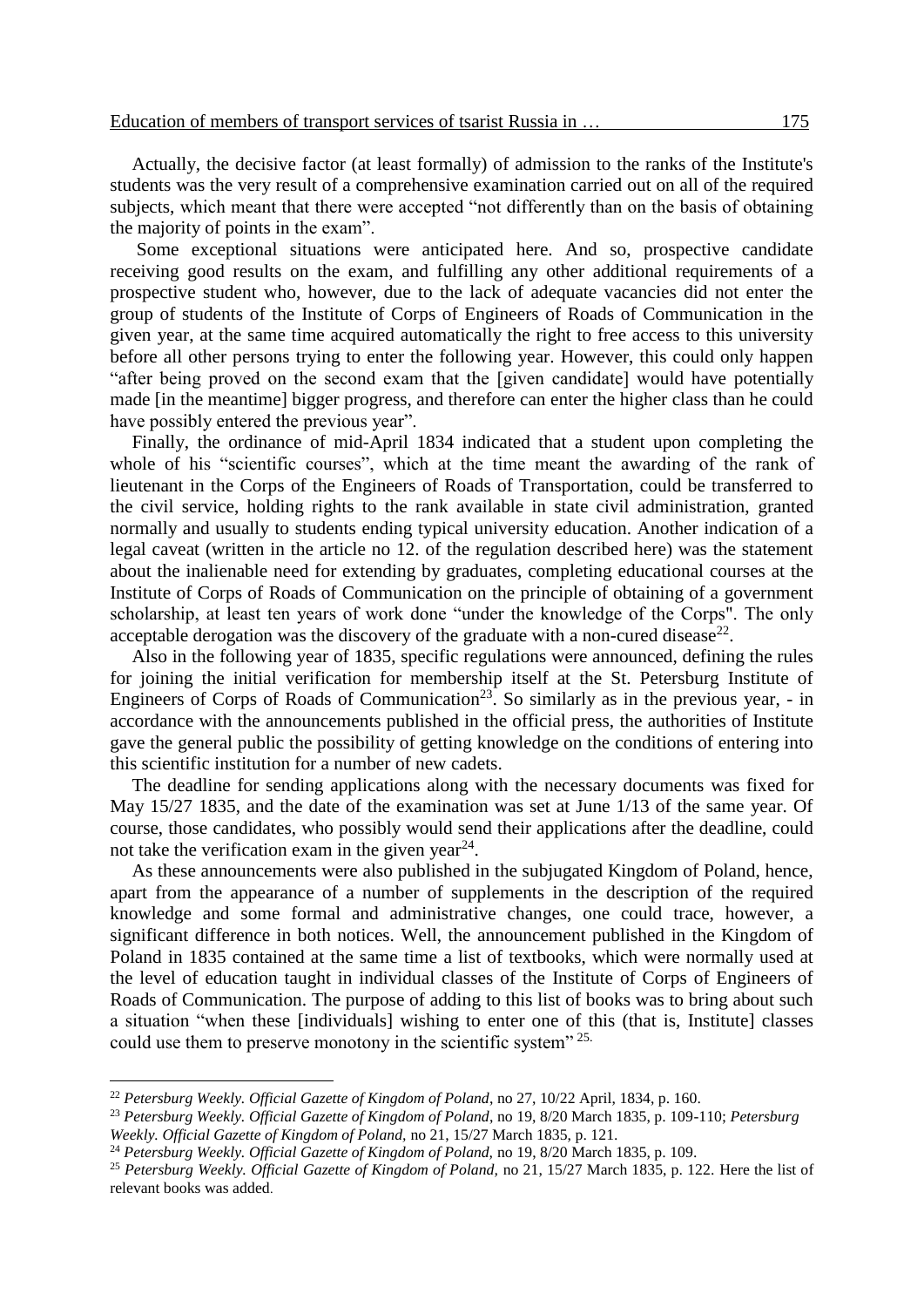Actually, the decisive factor (at least formally) of admission to the ranks of the Institute's students was the very result of a comprehensive examination carried out on all of the required subjects, which meant that there were accepted "not differently than on the basis of obtaining the majority of points in the exam".

Some exceptional situations were anticipated here. And so, prospective candidate receiving good results on the exam, and fulfilling any other additional requirements of a prospective student who, however, due to the lack of adequate vacancies did not enter the group of students of the Institute of Corps of Engineers of Roads of Communication in the given year, at the same time acquired automatically the right to free access to this university before all other persons trying to enter the following year. However, this could only happen "after being proved on the second exam that the [given candidate] would have potentially made [in the meantime] bigger progress, and therefore can enter the higher class than he could have possibly entered the previous year".

Finally, the ordinance of mid-April 1834 indicated that a student upon completing the whole of his "scientific courses", which at the time meant the awarding of the rank of lieutenant in the Corps of the Engineers of Roads of Transportation, could be transferred to the civil service, holding rights to the rank available in state civil administration, granted normally and usually to students ending typical university education. Another indication of a legal caveat (written in the article no 12. of the regulation described here) was the statement about the inalienable need for extending by graduates, completing educational courses at the Institute of Corps of Roads of Communication on the principle of obtaining of a government scholarship, at least ten years of work done "under the knowledge of the Corps". The only acceptable derogation was the discovery of the graduate with a non-cured disease[22].

Also in the following year of 1835, specific regulations were announced, defining the rules for joining the initial verification for membership itself at the St. Petersburg Institute of Engineers of Corps of Roads of Communication[23]. So similarly as in the previous year, - in accordance with the announcements published in the official press, the authorities of Institute gave the general public the possibility of getting knowledge on the conditions of entering into this scientific institution for a number of new cadets.

The deadline for sending applications along with the necessary documents was fixed for May 15/27 1835, and the date of the examination was set at June 1/13 of the same year. Of course, those candidates, who possibly would send their applications after the deadline, could not take the verification exam in the given year[24].

As these announcements were also published in the subjugated Kingdom of Poland, hence, apart from the appearance of a number of supplements in the description of the required knowledge and some formal and administrative changes, one could trace, however, a significant difference in both notices. Well, the announcement published in the Kingdom of Poland in 1835 contained at the same time a list of textbooks, which were normally used at the level of education taught in individual classes of the Institute of Corps of Engineers of Roads of Communication. The purpose of adding to this list of books was to bring about such a situation "when these [individuals] wishing to enter one of this (that is, Institute] classes could use them to preserve monotony in the scientific system" [25].

---

[22] *Petersburg Weekly. Official Gazette of Kingdom of Poland*, no 27, 10/22 April, 1834, p. 160.

[23] *Petersburg Weekly. Official Gazette of Kingdom of Poland*, no 19, 8/20 March 1835, p. 109-110; *Petersburg Weekly. Official Gazette of Kingdom of Poland,* no 21, 15/27 March 1835, p. 121.

[24] *Petersburg Weekly. Official Gazette of Kingdom of Poland,* no 19, 8/20 March 1835, p. 109.

[25] *Petersburg Weekly. Official Gazette of Kingdom of Poland,* no 21, 15/27 March 1835, p. 122. Here the list of relevant books was added.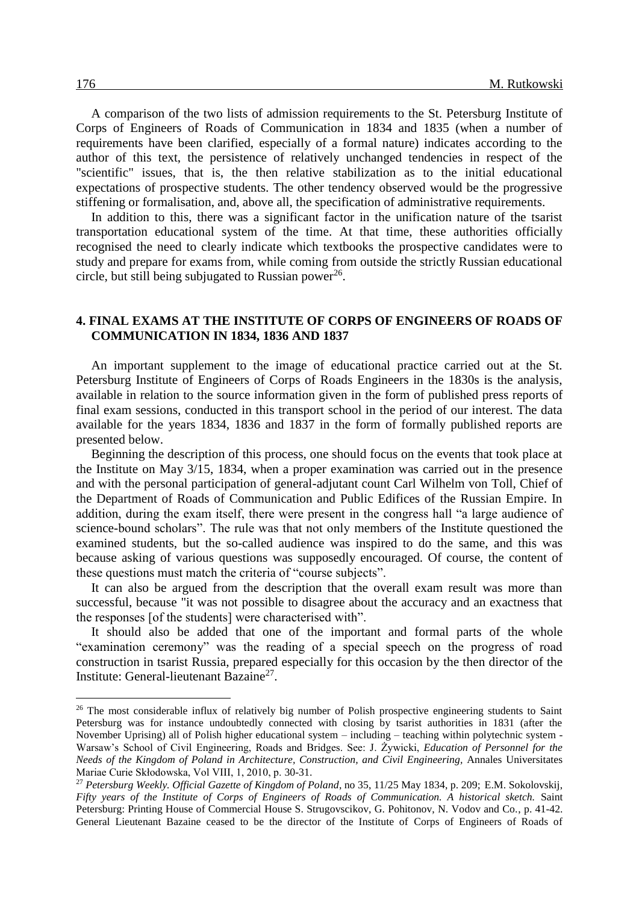A comparison of the two lists of admission requirements to the St. Petersburg Institute of Corps of Engineers of Roads of Communication in 1834 and 1835 (when a number of requirements have been clarified, especially of a formal nature) indicates according to the author of this text, the persistence of relatively unchanged tendencies in respect of the "scientific" issues, that is, the then relative stabilization as to the initial educational expectations of prospective students. The other tendency observed would be the progressive stiffening or formalisation, and, above all, the specification of administrative requirements.

In addition to this, there was a significant factor in the unification nature of the tsarist transportation educational system of the time. At that time, these authorities officially recognised the need to clearly indicate which textbooks the prospective candidates were to study and prepare for exams from, while coming from outside the strictly Russian educational circle, but still being subjugated to Russian power[26].

## 4. FINAL EXAMS AT THE INSTITUTE OF CORPS OF ENGINEERS OF ROADS OF COMMUNICATION IN 1834, 1836 AND 1837

An important supplement to the image of educational practice carried out at the St. Petersburg Institute of Engineers of Corps of Roads Engineers in the 1830s is the analysis, available in relation to the source information given in the form of published press reports of final exam sessions, conducted in this transport school in the period of our interest. The data available for the years 1834, 1836 and 1837 in the form of formally published reports are presented below.

Beginning the description of this process, one should focus on the events that took place at the Institute on May 3/15, 1834, when a proper examination was carried out in the presence and with the personal participation of general-adjutant count Carl Wilhelm von Toll, Chief of the Department of Roads of Communication and Public Edifices of the Russian Empire. In addition, during the exam itself, there were present in the congress hall "a large audience of science-bound scholars". The rule was that not only members of the Institute questioned the examined students, but the so-called audience was inspired to do the same, and this was because asking of various questions was supposedly encouraged. Of course, the content of these questions must match the criteria of "course subjects".

It can also be argued from the description that the overall exam result was more than successful, because "it was not possible to disagree about the accuracy and an exactness that the responses [of the students] were characterised with".

It should also be added that one of the important and formal parts of the whole "examination ceremony" was the reading of a special speech on the progress of road construction in tsarist Russia, prepared especially for this occasion by the then director of the Institute: General-lieutenant Bazaine[27].

---

[26] The most considerable influx of relatively big number of Polish prospective engineering students to Saint Petersburg was for instance undoubtedly connected with closing by tsarist authorities in 1831 (after the November Uprising) all of Polish higher educational system – including – teaching within polytechnic system - Warsaw's School of Civil Engineering, Roads and Bridges. See: J. Żywicki, *Education of Personnel for the Needs of the Kingdom of Poland in Architecture, Construction, and Civil Engineering,* Annales Universitates Mariae Curie Skłodowska, Vol VIII, 1, 2010, p. 30-31.

[27] *Petersburg Weekly. Official Gazette of Kingdom of Poland*, no 35, 11/25 May 1834, p. 209; E.M. Sokolovskij, *Fifty years of the Institute of Corps of Engineers of Roads of Communication. A historical sketch.* Saint Petersburg: Printing House of Commercial House S. Strugovscikov, G. Pohitonov, N. Vodov and Co., p. 41-42. General Lieutenant Bazaine ceased to be the director of the Institute of Corps of Engineers of Roads of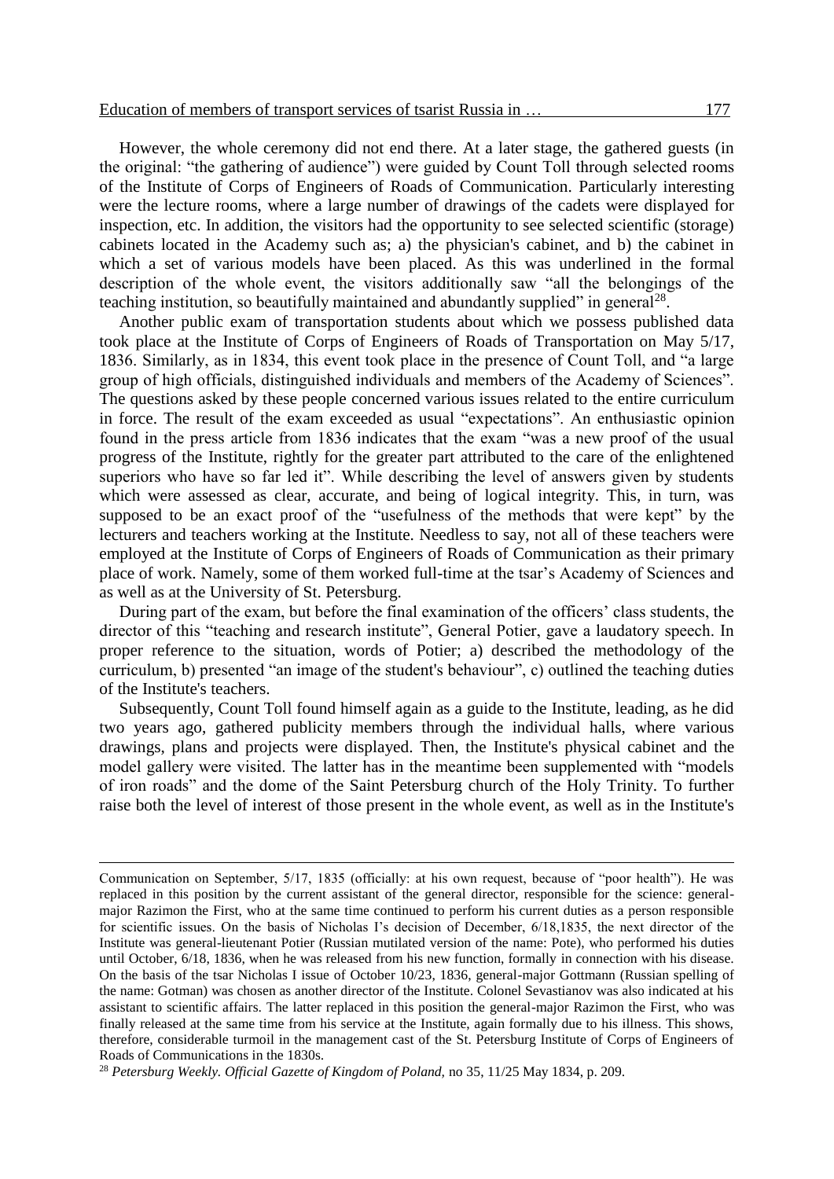However, the whole ceremony did not end there. At a later stage, the gathered guests (in the original: "the gathering of audience") were guided by Count Toll through selected rooms of the Institute of Corps of Engineers of Roads of Communication. Particularly interesting were the lecture rooms, where a large number of drawings of the cadets were displayed for inspection, etc. In addition, the visitors had the opportunity to see selected scientific (storage) cabinets located in the Academy such as; a) the physician's cabinet, and b) the cabinet in which a set of various models have been placed. As this was underlined in the formal description of the whole event, the visitors additionally saw "all the belongings of the teaching institution, so beautifully maintained and abundantly supplied" in general[28].

Another public exam of transportation students about which we possess published data took place at the Institute of Corps of Engineers of Roads of Transportation on May 5/17, 1836. Similarly, as in 1834, this event took place in the presence of Count Toll, and "a large group of high officials, distinguished individuals and members of the Academy of Sciences". The questions asked by these people concerned various issues related to the entire curriculum in force. The result of the exam exceeded as usual "expectations". An enthusiastic opinion found in the press article from 1836 indicates that the exam "was a new proof of the usual progress of the Institute, rightly for the greater part attributed to the care of the enlightened superiors who have so far led it". While describing the level of answers given by students which were assessed as clear, accurate, and being of logical integrity. This, in turn, was supposed to be an exact proof of the "usefulness of the methods that were kept" by the lecturers and teachers working at the Institute. Needless to say, not all of these teachers were employed at the Institute of Corps of Engineers of Roads of Communication as their primary place of work. Namely, some of them worked full-time at the tsar's Academy of Sciences and as well as at the University of St. Petersburg.

During part of the exam, but before the final examination of the officers' class students, the director of this "teaching and research institute", General Potier, gave a laudatory speech. In proper reference to the situation, words of Potier; a) described the methodology of the curriculum, b) presented "an image of the student's behaviour", c) outlined the teaching duties of the Institute's teachers.

Subsequently, Count Toll found himself again as a guide to the Institute, leading, as he did two years ago, gathered publicity members through the individual halls, where various drawings, plans and projects were displayed. Then, the Institute's physical cabinet and the model gallery were visited. The latter has in the meantime been supplemented with "models of iron roads" and the dome of the Saint Petersburg church of the Holy Trinity. To further raise both the level of interest of those present in the whole event, as well as in the Institute's

---

Communication on September, 5/17, 1835 (officially: at his own request, because of "poor health"). He was replaced in this position by the current assistant of the general director, responsible for the science: general-major Razimon the First, who at the same time continued to perform his current duties as a person responsible for scientific issues. On the basis of Nicholas I's decision of December, 6/18,1835, the next director of the Institute was general-lieutenant Potier (Russian mutilated version of the name: Pote), who performed his duties until October, 6/18, 1836, when he was released from his new function, formally in connection with his disease. On the basis of the tsar Nicholas I issue of October 10/23, 1836, general-major Gottmann (Russian spelling of the name: Gotman) was chosen as another director of the Institute. Colonel Sevastianov was also indicated at his assistant to scientific affairs. The latter replaced in this position the general-major Razimon the First, who was finally released at the same time from his service at the Institute, again formally due to his illness. This shows, therefore, considerable turmoil in the management cast of the St. Petersburg Institute of Corps of Engineers of Roads of Communications in the 1830s.

[28] *Petersburg Weekly. Official Gazette of Kingdom of Poland*, no 35, 11/25 May 1834, p. 209.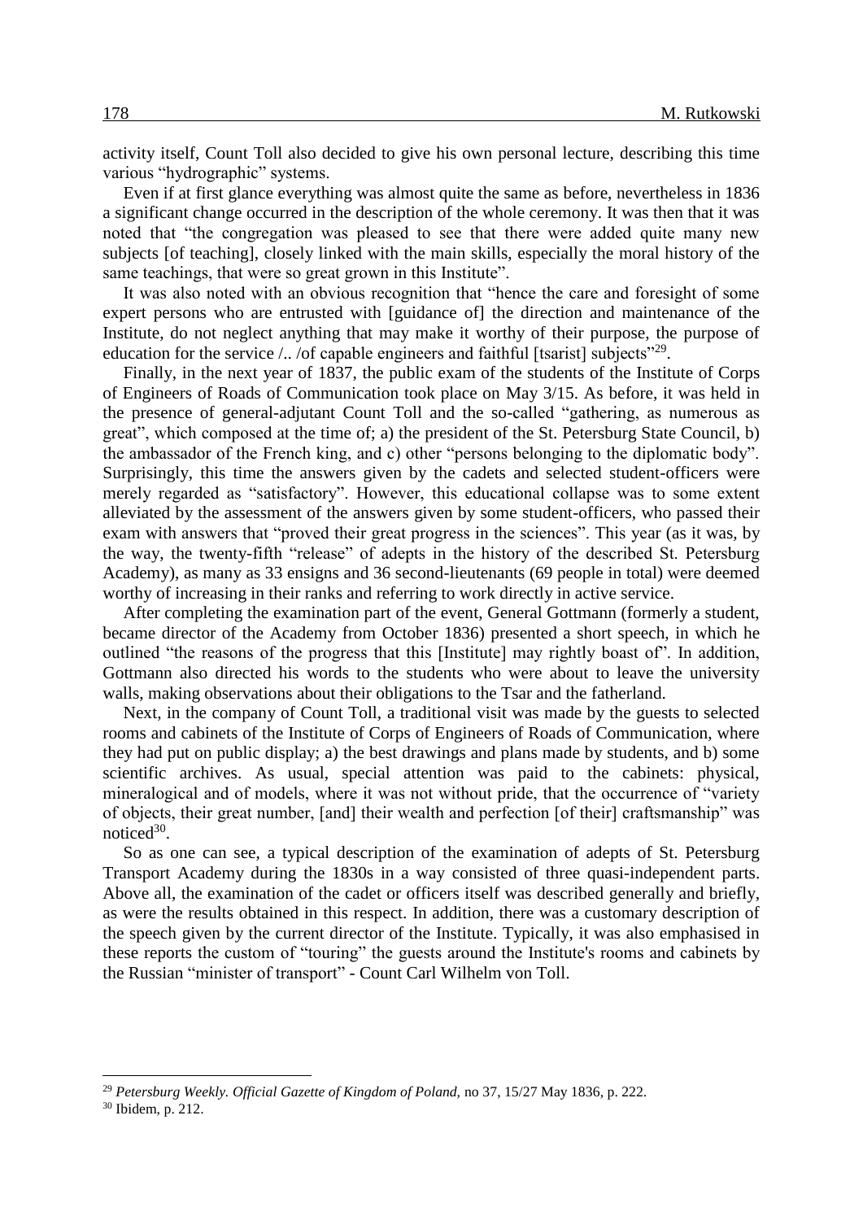activity itself, Count Toll also decided to give his own personal lecture, describing this time various "hydrographic" systems.

Even if at first glance everything was almost quite the same as before, nevertheless in 1836 a significant change occurred in the description of the whole ceremony. It was then that it was noted that "the congregation was pleased to see that there were added quite many new subjects [of teaching], closely linked with the main skills, especially the moral history of the same teachings, that were so great grown in this Institute".

It was also noted with an obvious recognition that "hence the care and foresight of some expert persons who are entrusted with [guidance of] the direction and maintenance of the Institute, do not neglect anything that may make it worthy of their purpose, the purpose of education for the service /.. /of capable engineers and faithful [tsarist] subjects"[29].

Finally, in the next year of 1837, the public exam of the students of the Institute of Corps of Engineers of Roads of Communication took place on May 3/15. As before, it was held in the presence of general-adjutant Count Toll and the so-called "gathering, as numerous as great", which composed at the time of; a) the president of the St. Petersburg State Council, b) the ambassador of the French king, and c) other "persons belonging to the diplomatic body". Surprisingly, this time the answers given by the cadets and selected student-officers were merely regarded as "satisfactory". However, this educational collapse was to some extent alleviated by the assessment of the answers given by some student-officers, who passed their exam with answers that "proved their great progress in the sciences". This year (as it was, by the way, the twenty-fifth "release" of adepts in the history of the described St. Petersburg Academy), as many as 33 ensigns and 36 second-lieutenants (69 people in total) were deemed worthy of increasing in their ranks and referring to work directly in active service.

After completing the examination part of the event, General Gottmann (formerly a student, became director of the Academy from October 1836) presented a short speech, in which he outlined "the reasons of the progress that this [Institute] may rightly boast of". In addition, Gottmann also directed his words to the students who were about to leave the university walls, making observations about their obligations to the Tsar and the fatherland.

Next, in the company of Count Toll, a traditional visit was made by the guests to selected rooms and cabinets of the Institute of Corps of Engineers of Roads of Communication, where they had put on public display; a) the best drawings and plans made by students, and b) some scientific archives. As usual, special attention was paid to the cabinets: physical, mineralogical and of models, where it was not without pride, that the occurrence of "variety of objects, their great number, [and] their wealth and perfection [of their] craftsmanship" was noticed[30].

So as one can see, a typical description of the examination of adepts of St. Petersburg Transport Academy during the 1830s in a way consisted of three quasi-independent parts. Above all, the examination of the cadet or officers itself was described generally and briefly, as were the results obtained in this respect. In addition, there was a customary description of the speech given by the current director of the Institute. Typically, it was also emphasised in these reports the custom of "touring" the guests around the Institute's rooms and cabinets by the Russian "minister of transport" - Count Carl Wilhelm von Toll.

---

[29] *Petersburg Weekly. Official Gazette of Kingdom of Poland,* no 37, 15/27 May 1836, p. 222.

[30] Ibidem, p. 212.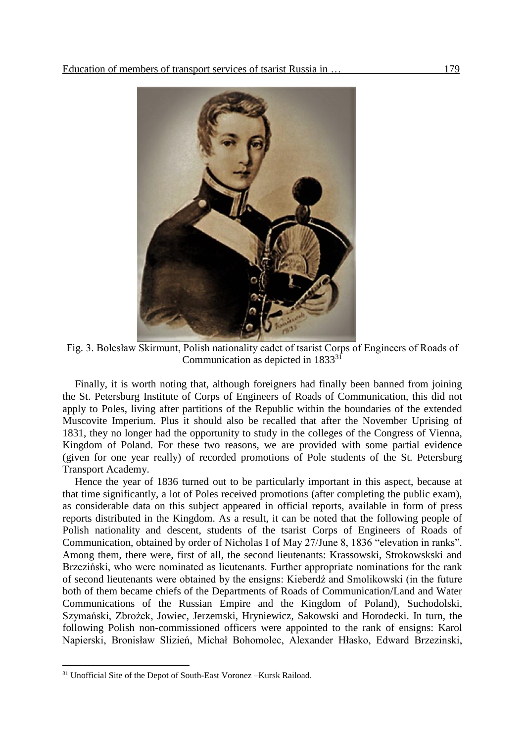Fig. 3. Bolesław Skirmunt, Polish nationality cadet of tsarist Corps of Engineers of Roads of Communication as depicted in 1833[31]

Finally, it is worth noting that, although foreigners had finally been banned from joining the St. Petersburg Institute of Corps of Engineers of Roads of Communication, this did not apply to Poles, living after partitions of the Republic within the boundaries of the extended Muscovite Imperium. Plus it should also be recalled that after the November Uprising of 1831, they no longer had the opportunity to study in the colleges of the Congress of Vienna, Kingdom of Poland. For these two reasons, we are provided with some partial evidence (given for one year really) of recorded promotions of Pole students of the St. Petersburg Transport Academy.

Hence the year of 1836 turned out to be particularly important in this aspect, because at that time significantly, a lot of Poles received promotions (after completing the public exam), as considerable data on this subject appeared in official reports, available in form of press reports distributed in the Kingdom. As a result, it can be noted that the following people of Polish nationality and descent, students of the tsarist Corps of Engineers of Roads of Communication, obtained by order of Nicholas I of May 27/June 8, 1836 "elevation in ranks". Among them, there were, first of all, the second lieutenants: Krassowski, Strokowskski and Brzeziński, who were nominated as lieutenants. Further appropriate nominations for the rank of second lieutenants were obtained by the ensigns: Kieberdź and Smolikowski (in the future both of them became chiefs of the Departments of Roads of Communication/Land and Water Communications of the Russian Empire and the Kingdom of Poland), Suchodolski, Szymański, Zbrożek, Jowiec, Jerzemski, Hryniewicz, Sakowski and Horodecki. In turn, the following Polish non-commissioned officers were appointed to the rank of ensigns: Karol Napierski, Bronisław Slizień, Michał Bohomolec, Alexander Hłasko, Edward Brzezinski,

[31] Unofficial Site of the Depot of South-East Voronez –Kursk Raiload.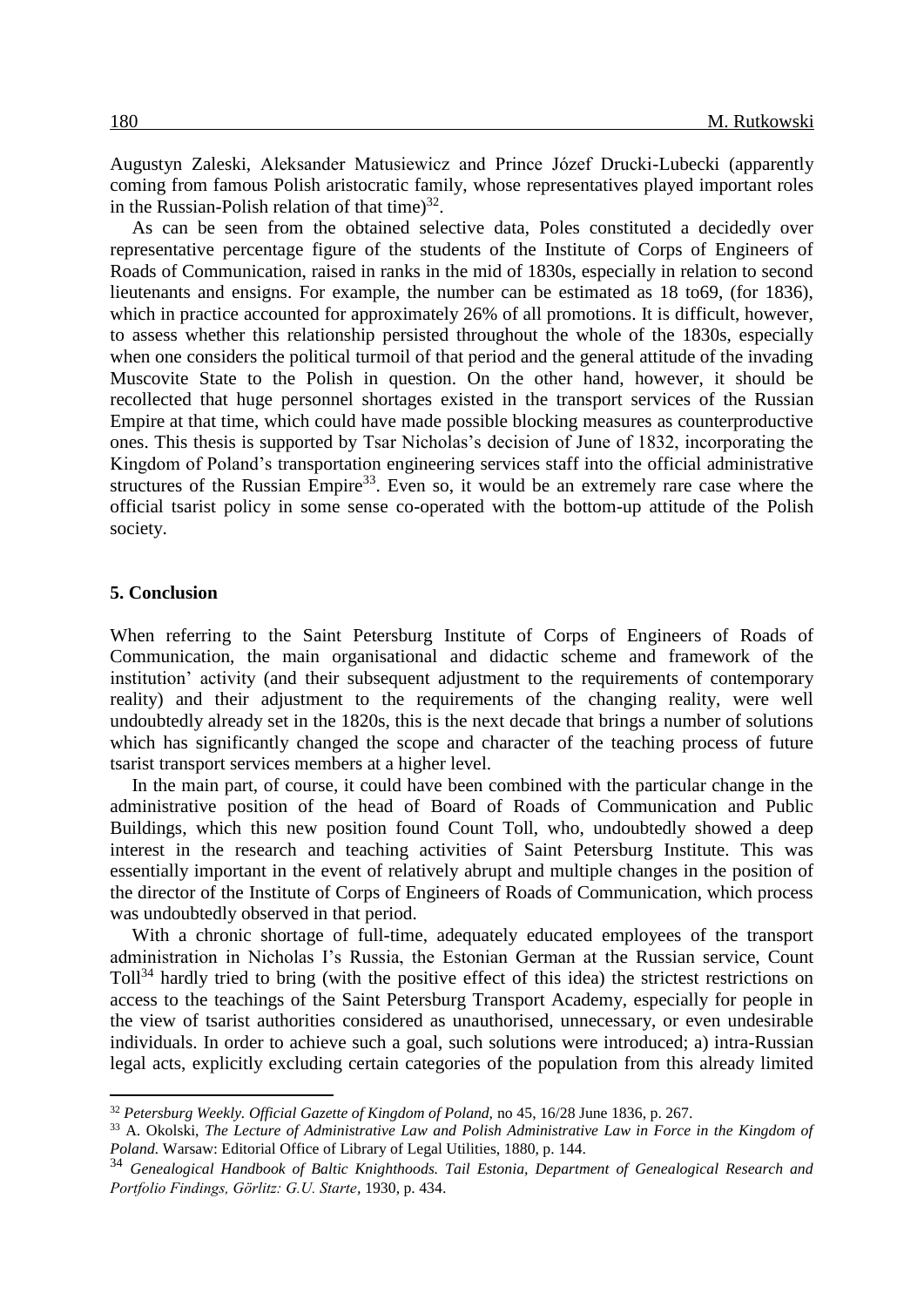Augustyn Zaleski, Aleksander Matusiewicz and Prince Józef Drucki-Lubecki (apparently coming from famous Polish aristocratic family, whose representatives played important roles in the Russian-Polish relation of that time)[32].

As can be seen from the obtained selective data, Poles constituted a decidedly over representative percentage figure of the students of the Institute of Corps of Engineers of Roads of Communication, raised in ranks in the mid of 1830s, especially in relation to second lieutenants and ensigns. For example, the number can be estimated as 18 to69, (for 1836), which in practice accounted for approximately 26% of all promotions. It is difficult, however, to assess whether this relationship persisted throughout the whole of the 1830s, especially when one considers the political turmoil of that period and the general attitude of the invading Muscovite State to the Polish in question. On the other hand, however, it should be recollected that huge personnel shortages existed in the transport services of the Russian Empire at that time, which could have made possible blocking measures as counterproductive ones. This thesis is supported by Tsar Nicholas's decision of June of 1832, incorporating the Kingdom of Poland's transportation engineering services staff into the official administrative structures of the Russian Empire[33]. Even so, it would be an extremely rare case where the official tsarist policy in some sense co-operated with the bottom-up attitude of the Polish society.

## 5. Conclusion

When referring to the Saint Petersburg Institute of Corps of Engineers of Roads of Communication, the main organisational and didactic scheme and framework of the institution' activity (and their subsequent adjustment to the requirements of contemporary reality) and their adjustment to the requirements of the changing reality, were well undoubtedly already set in the 1820s, this is the next decade that brings a number of solutions which has significantly changed the scope and character of the teaching process of future tsarist transport services members at a higher level.

In the main part, of course, it could have been combined with the particular change in the administrative position of the head of Board of Roads of Communication and Public Buildings, which this new position found Count Toll, who, undoubtedly showed a deep interest in the research and teaching activities of Saint Petersburg Institute. This was essentially important in the event of relatively abrupt and multiple changes in the position of the director of the Institute of Corps of Engineers of Roads of Communication, which process was undoubtedly observed in that period.

With a chronic shortage of full-time, adequately educated employees of the transport administration in Nicholas I's Russia, the Estonian German at the Russian service, Count Toll[34] hardly tried to bring (with the positive effect of this idea) the strictest restrictions on access to the teachings of the Saint Petersburg Transport Academy, especially for people in the view of tsarist authorities considered as unauthorised, unnecessary, or even undesirable individuals. In order to achieve such a goal, such solutions were introduced; a) intra-Russian legal acts, explicitly excluding certain categories of the population from this already limited

---

[32] *Petersburg Weekly. Official Gazette of Kingdom of Poland,* no 45, 16/28 June 1836, p. 267.

[33] A. Okolski, *The Lecture of Administrative Law and Polish Administrative Law in Force in the Kingdom of Poland.* Warsaw: Editorial Office of Library of Legal Utilities, 1880, p. 144.

[34] *Genealogical Handbook of Baltic Knighthoods. Tail Estonia, Department of Genealogical Research and Portfolio Findings, Görlitz: G.U. Starte*, 1930, p. 434.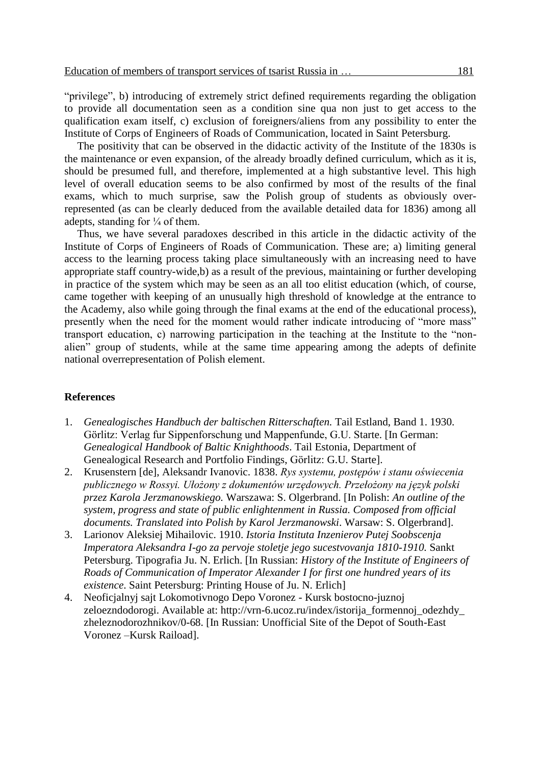"privilege", b) introducing of extremely strict defined requirements regarding the obligation to provide all documentation seen as a condition sine qua non just to get access to the qualification exam itself, c) exclusion of foreigners/aliens from any possibility to enter the Institute of Corps of Engineers of Roads of Communication, located in Saint Petersburg.

The positivity that can be observed in the didactic activity of the Institute of the 1830s is the maintenance or even expansion, of the already broadly defined curriculum, which as it is, should be presumed full, and therefore, implemented at a high substantive level. This high level of overall education seems to be also confirmed by most of the results of the final exams, which to much surprise, saw the Polish group of students as obviously over-represented (as can be clearly deduced from the available detailed data for 1836) among all adepts, standing for ¼ of them.

Thus, we have several paradoxes described in this article in the didactic activity of the Institute of Corps of Engineers of Roads of Communication. These are; a) limiting general access to the learning process taking place simultaneously with an increasing need to have appropriate staff country-wide,b) as a result of the previous, maintaining or further developing in practice of the system which may be seen as an all too elitist education (which, of course, came together with keeping of an unusually high threshold of knowledge at the entrance to the Academy, also while going through the final exams at the end of the educational process), presently when the need for the moment would rather indicate introducing of "more mass" transport education, c) narrowing participation in the teaching at the Institute to the "non-alien" group of students, while at the same time appearing among the adepts of definite national overrepresentation of Polish element.

## References

1. *Genealogisches Handbuch der baltischen Ritterschaften.* Tail Estland, Band 1. 1930. Görlitz: Verlag fur Sippenforschung und Mappenfunde, G.U. Starte. [In German: *Genealogical Handbook of Baltic Knighthoods*. Tail Estonia, Department of Genealogical Research and Portfolio Findings, Görlitz: G.U. Starte].
2. Krusenstern [de], Aleksandr Ivanovic. 1838. *Rys systemu, postępów i stanu oświecenia publicznego w Rossyi. Ułożony z dokumentów urzędowych. Przełożony na język polski przez Karola Jerzmanowskiego.* Warszawa: S. Olgerbrand. [In Polish: *An outline of the system, progress and state of public enlightenment in Russia. Composed from official documents. Translated into Polish by Karol Jerzmanowski*. Warsaw: S. Olgerbrand].
3. Larionov Aleksiej Mihailovic. 1910. *Istoria Instituta Inzenierov Putej Soobscenja Imperatora Aleksandra I-go za pervoje stoletje jego sucestvovanja 1810-1910.* Sankt Petersburg. Tipografia Ju. N. Erlich. [In Russian: *History of the Institute of Engineers of Roads of Communication of Imperator Alexander I for first one hundred years of its existence*. Saint Petersburg: Printing House of Ju. N. Erlich]
4. Neoficjalnyj sajt Lokomotivnogo Depo Voronez - Kursk bostocno-juznoj zeloezndodorogi. Available at: http://vrn-6.ucoz.ru/index/istorija_formennoj_odezhdy_zheleznodorozhnikov/0-68. [In Russian: Unofficial Site of the Depot of South-East Voronez –Kursk Raiload].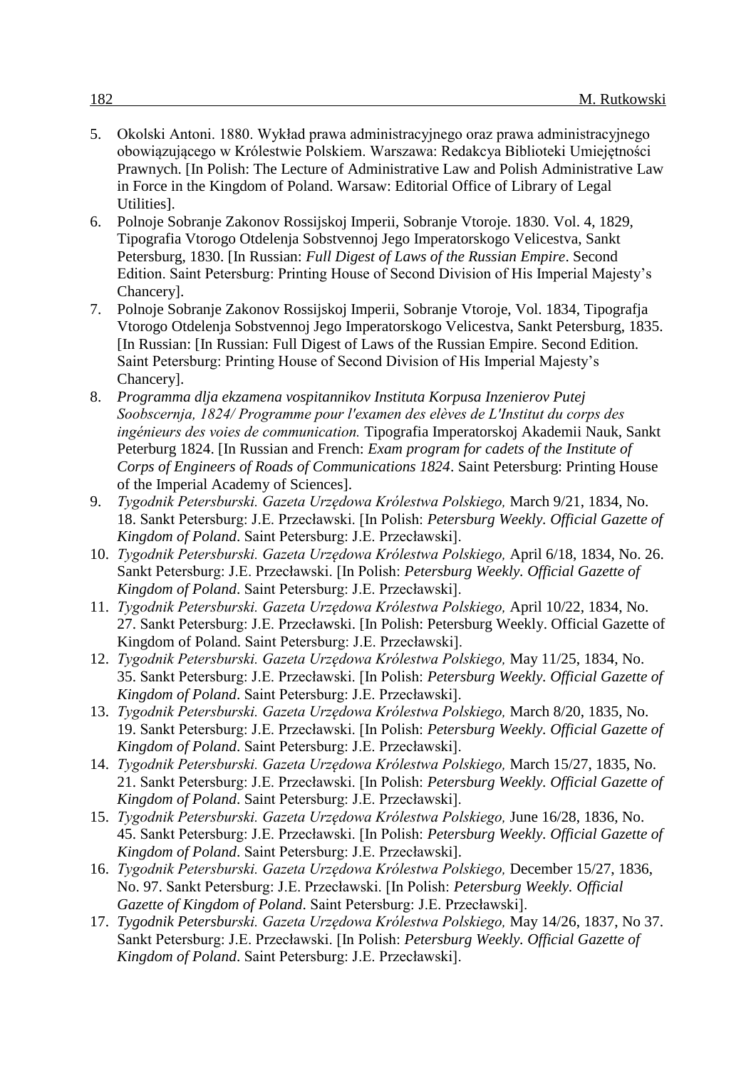5. Okolski Antoni. 1880. Wykład prawa administracyjnego oraz prawa administracyjnego obowiązującego w Królestwie Polskiem. Warszawa: Redakcya Biblioteki Umiejętności Prawnych. [In Polish: The Lecture of Administrative Law and Polish Administrative Law in Force in the Kingdom of Poland. Warsaw: Editorial Office of Library of Legal Utilities].
6. Polnoje Sobranje Zakonov Rossijskoj Imperii, Sobranje Vtoroje. 1830. Vol. 4, 1829, Tipografia Vtorogo Otdelenja Sobstvennoj Jego Imperatorskogo Velicestva, Sankt Petersburg, 1830. [In Russian: *Full Digest of Laws of the Russian Empire*. Second Edition. Saint Petersburg: Printing House of Second Division of His Imperial Majesty's Chancery].
7. Polnoje Sobranje Zakonov Rossijskoj Imperii, Sobranje Vtoroje, Vol. 1834, Tipografja Vtorogo Otdelenja Sobstvennoj Jego Imperatorskogo Velicestva, Sankt Petersburg, 1835. [In Russian: [In Russian: Full Digest of Laws of the Russian Empire. Second Edition. Saint Petersburg: Printing House of Second Division of His Imperial Majesty's Chancery].
8. *Programma dlja ekzamena vospitannikov Instituta Korpusa Inzenierov Putej Soobscernja, 1824/ Programme pour l'examen des elèves de L'Institut du corps des ingénieurs des voies de communication.* Tipografia Imperatorskoj Akademii Nauk, Sankt Peterburg 1824. [In Russian and French: *Exam program for cadets of the Institute of Corps of Engineers of Roads of Communications 1824*. Saint Petersburg: Printing House of the Imperial Academy of Sciences].
9. *Tygodnik Petersburski. Gazeta Urzędowa Królestwa Polskiego,* March 9/21, 1834, No. 18. Sankt Petersburg: J.E. Przecławski. [In Polish: *Petersburg Weekly. Official Gazette of Kingdom of Poland*. Saint Petersburg: J.E. Przecławski].
10. *Tygodnik Petersburski. Gazeta Urzędowa Królestwa Polskiego,* April 6/18, 1834, No. 26. Sankt Petersburg: J.E. Przecławski. [In Polish: *Petersburg Weekly. Official Gazette of Kingdom of Poland*. Saint Petersburg: J.E. Przecławski].
11. *Tygodnik Petersburski. Gazeta Urzędowa Królestwa Polskiego,* April 10/22, 1834, No. 27. Sankt Petersburg: J.E. Przecławski. [In Polish: Petersburg Weekly. Official Gazette of Kingdom of Poland. Saint Petersburg: J.E. Przecławski].
12. *Tygodnik Petersburski. Gazeta Urzędowa Królestwa Polskiego,* May 11/25, 1834, No. 35. Sankt Petersburg: J.E. Przecławski. [In Polish: *Petersburg Weekly. Official Gazette of Kingdom of Poland*. Saint Petersburg: J.E. Przecławski].
13. *Tygodnik Petersburski. Gazeta Urzędowa Królestwa Polskiego,* March 8/20, 1835, No. 19. Sankt Petersburg: J.E. Przecławski. [In Polish: *Petersburg Weekly. Official Gazette of Kingdom of Poland*. Saint Petersburg: J.E. Przecławski].
14. *Tygodnik Petersburski. Gazeta Urzędowa Królestwa Polskiego,* March 15/27, 1835, No. 21. Sankt Petersburg: J.E. Przecławski. [In Polish: *Petersburg Weekly. Official Gazette of Kingdom of Poland*. Saint Petersburg: J.E. Przecławski].
15. *Tygodnik Petersburski. Gazeta Urzędowa Królestwa Polskiego,* June 16/28, 1836, No. 45. Sankt Petersburg: J.E. Przecławski. [In Polish: *Petersburg Weekly. Official Gazette of Kingdom of Poland*. Saint Petersburg: J.E. Przecławski].
16. *Tygodnik Petersburski. Gazeta Urzędowa Królestwa Polskiego,* December 15/27, 1836, No. 97. Sankt Petersburg: J.E. Przecławski. [In Polish: *Petersburg Weekly. Official Gazette of Kingdom of Poland*. Saint Petersburg: J.E. Przecławski].
17. *Tygodnik Petersburski. Gazeta Urzędowa Królestwa Polskiego,* May 14/26, 1837, No 37. Sankt Petersburg: J.E. Przecławski. [In Polish: *Petersburg Weekly. Official Gazette of Kingdom of Poland*. Saint Petersburg: J.E. Przecławski].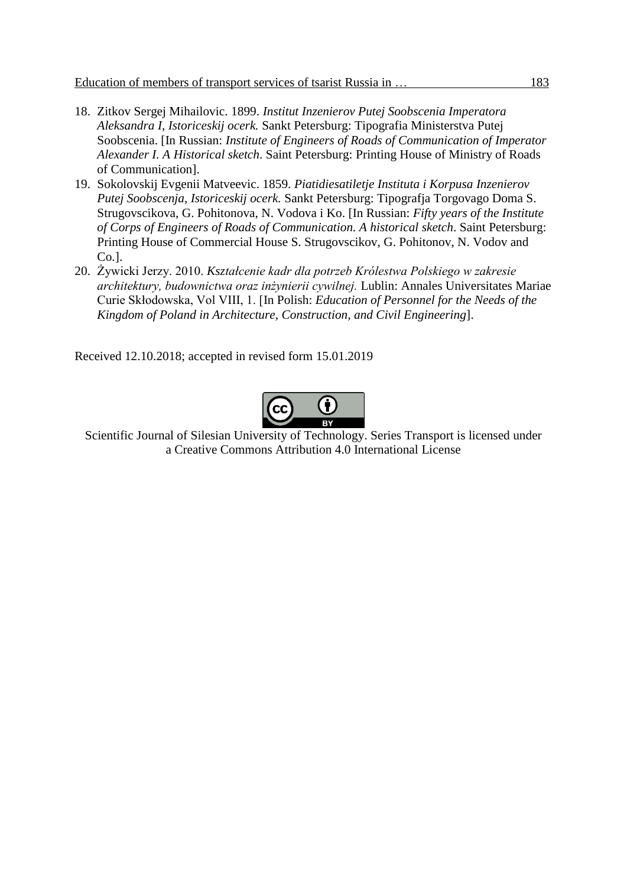18. Zitkov Sergej Mihailovic. 1899. *Institut Inzenierov Putej Soobscenia Imperatora Aleksandra I, Istoriceskij ocerk.* Sankt Petersburg: Tipografia Ministerstva Putej Soobscenia. [In Russian: *Institute of Engineers of Roads of Communication of Imperator Alexander I. A Historical sketch*. Saint Petersburg: Printing House of Ministry of Roads of Communication].
19. Sokolovskij Evgenii Matveevic. 1859. *Piatidiesatiletje Instituta i Korpusa Inzenierov Putej Soobscenja, Istoriceskij ocerk.* Sankt Petersburg: Tipografja Torgovago Doma S. Strugovscikova, G. Pohitonova, N. Vodova i Ko. [In Russian: *Fifty years of the Institute of Corps of Engineers of Roads of Communication. A historical sketch*. Saint Petersburg: Printing House of Commercial House S. Strugovscikov, G. Pohitonov, N. Vodov and Co.].
20. Żywicki Jerzy. 2010. *Kształcenie kadr dla potrzeb Królestwa Polskiego w zakresie architektury, budownictwa oraz inżynierii cywilnej.* Lublin: Annales Universitates Mariae Curie Skłodowska, Vol VIII, 1. [In Polish: *Education of Personnel for the Needs of the Kingdom of Poland in Architecture, Construction, and Civil Engineering*].

Received 12.10.2018; accepted in revised form 15.01.2019

Scientific Journal of Silesian University of Technology. Series Transport is licensed under a Creative Commons Attribution 4.0 International License